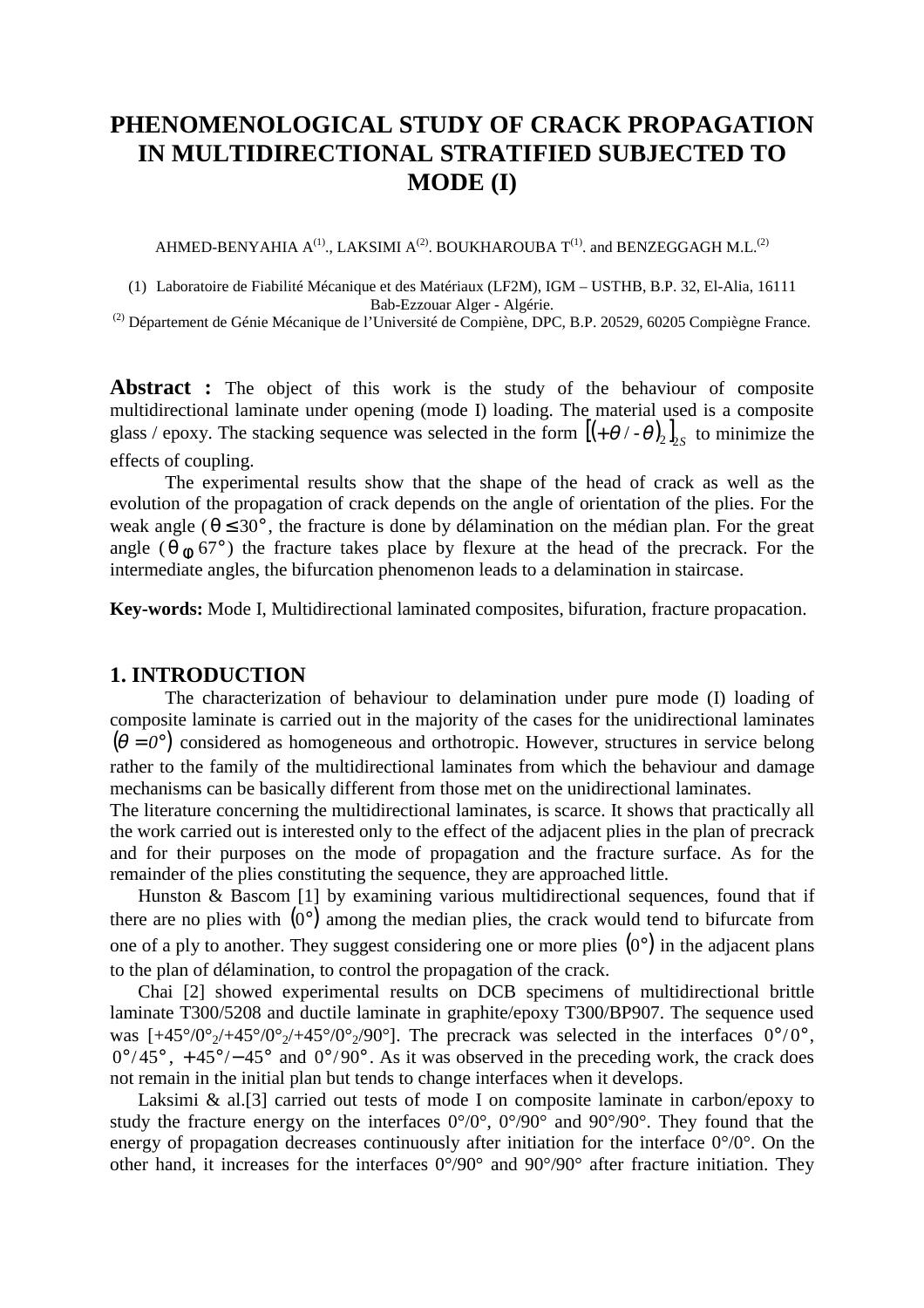# PHENOMENOLOGICAL STUDY OF CRACK PROPAGATION IN MULTIDIRECTIONAL STRATIFIED SUBJECTED TO MODE (I)

AHMED-BENYAHIA A[(1)]., LAKSIMI A[(2)]. BOUKHAROUBA T[(1)]. and BENZEGGAGH M.L.[(2)]

(1) Laboratoire de Fiabilité Mécanique et des Matériaux (LF2M), IGM – USTHB, B.P. 32, El-Alia, 16111 Bab-Ezzouar Alger - Algérie.

(2) Département de Génie Mécanique de l'Université de Compiène, DPC, B.P. 20529, 60205 Compiègne France.

**Abstract :** The object of this work is the study of the behaviour of composite multidirectional laminate under opening (mode I) loading. The material used is a composite glass / epoxy. The stacking sequence was selected in the form $\left[(+\theta/-\theta)_2\right]_{2S}$ to minimize the effects of coupling.

The experimental results show that the shape of the head of crack as well as the evolution of the propagation of crack depends on the angle of orientation of the plies. For the weak angle ($\theta \leq 30°$, the fracture is done by délamination on the médian plan. For the great angle ($\theta \geq 67°$) the fracture takes place by flexure at the head of the precrack. For the intermediate angles, the bifurcation phenomenon leads to a delamination in staircase.

**Key-words:** Mode I, Multidirectional laminated composites, bifuration, fracture propacation.

## 1. INTRODUCTION

The characterization of behaviour to delamination under pure mode (I) loading of composite laminate is carried out in the majority of the cases for the unidirectional laminates $(\theta = 0°)$ considered as homogeneous and orthotropic. However, structures in service belong rather to the family of the multidirectional laminates from which the behaviour and damage mechanisms can be basically different from those met on the unidirectional laminates.

The literature concerning the multidirectional laminates, is scarce. It shows that practically all the work carried out is interested only to the effect of the adjacent plies in the plan of precrack and for their purposes on the mode of propagation and the fracture surface. As for the remainder of the plies constituting the sequence, they are approached little.

Hunston & Bascom [1] by examining various multidirectional sequences, found that if there are no plies with $(0°)$ among the median plies, the crack would tend to bifurcate from one of a ply to another. They suggest considering one or more plies $(0°)$ in the adjacent plans to the plan of délamination, to control the propagation of the crack.

Chai [2] showed experimental results on DCB specimens of multidirectional brittle laminate T300/5208 and ductile laminate in graphite/epoxy T300/BP907. The sequence used was $[+45°/0°_2/+45°/0°_2/+45°/0°_2/90°]$. The precrack was selected in the interfaces $0°/0°$, $0°/45°$, $+45°/-45°$ and $0°/90°$. As it was observed in the preceding work, the crack does not remain in the initial plan but tends to change interfaces when it develops.

Laksimi & al.[3] carried out tests of mode I on composite laminate in carbon/epoxy to study the fracture energy on the interfaces 0°/0°, 0°/90° and 90°/90°. They found that the energy of propagation decreases continuously after initiation for the interface 0°/0°. On the other hand, it increases for the interfaces 0°/90° and 90°/90° after fracture initiation. They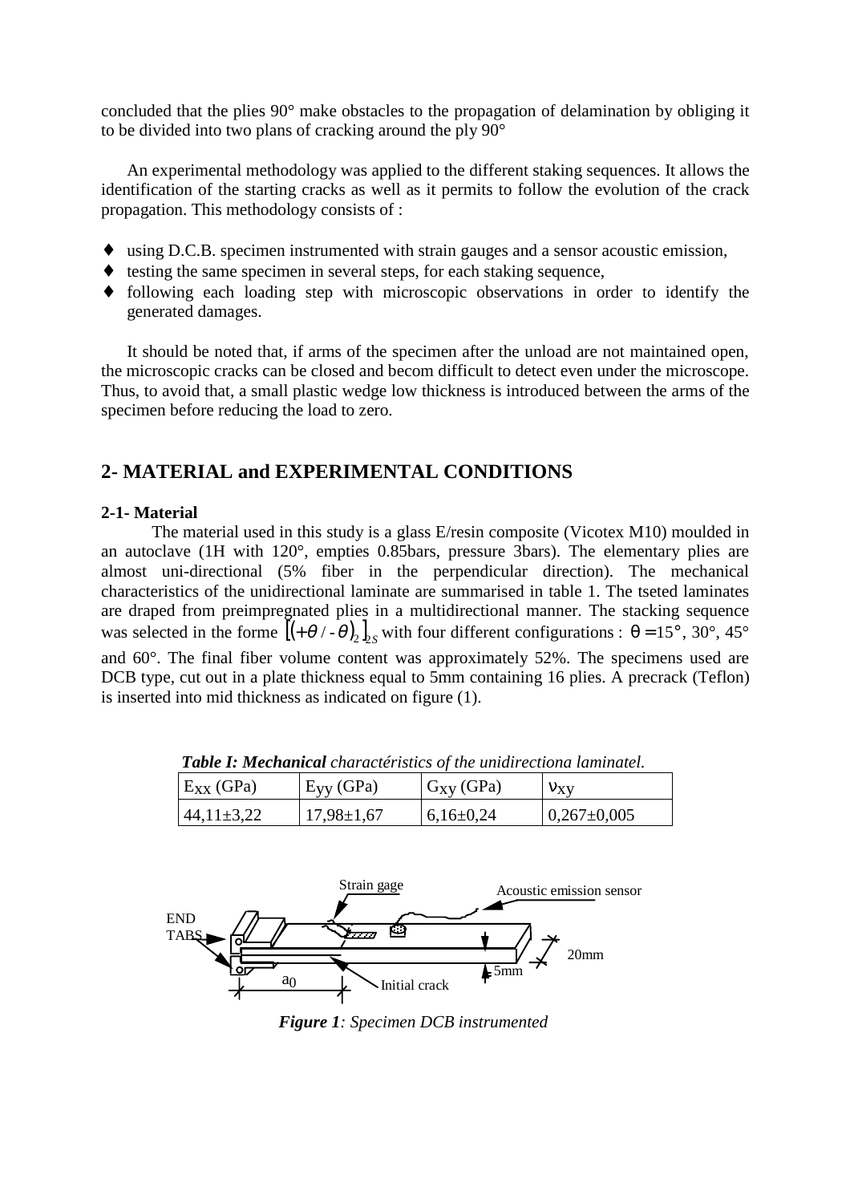concluded that the plies 90° make obstacles to the propagation of delamination by obliging it to be divided into two plans of cracking around the ply 90°

An experimental methodology was applied to the different staking sequences. It allows the identification of the starting cracks as well as it permits to follow the evolution of the crack propagation. This methodology consists of :

- using D.C.B. specimen instrumented with strain gauges and a sensor acoustic emission,
- testing the same specimen in several steps, for each staking sequence,
- following each loading step with microscopic observations in order to identify the generated damages.

It should be noted that, if arms of the specimen after the unload are not maintained open, the microscopic cracks can be closed and becom difficult to detect even under the microscope. Thus, to avoid that, a small plastic wedge low thickness is introduced between the arms of the specimen before reducing the load to zero.

## 2- MATERIAL and EXPERIMENTAL CONDITIONS

### 2-1- Material

The material used in this study is a glass E/resin composite (Vicotex M10) moulded in an autoclave (1H with 120°, empties 0.85bars, pressure 3bars). The elementary plies are almost uni-directional (5% fiber in the perpendicular direction). The mechanical characteristics of the unidirectional laminate are summarised in table 1. The tseted laminates are draped from preimpregnated plies in a multidirectional manner. The stacking sequence was selected in the forme $\left[(+\theta/-\theta)_2\right]_{2S}$ with four different configurations : $\theta = 15°$, 30°, 45° and 60°. The final fiber volume content was approximately 52%. The specimens used are DCB type, cut out in a plate thickness equal to 5mm containing 16 plies. A precrack (Teflon) is inserted into mid thickness as indicated on figure (1).

***Table I: Mechanical** charactéristics of the unidirectiona laminatel.*

| $E_{XX}$ (GPa) | $E_{YY}$ (GPa) | $G_{XY}$ (GPa) | $\nu_{XY}$ |
|---|---|---|---|
| 44,11±3,22 | 17,98±1,67 | 6,16±0,24 | 0,267±0,005 |

***Figure 1**: Specimen DCB instrumented*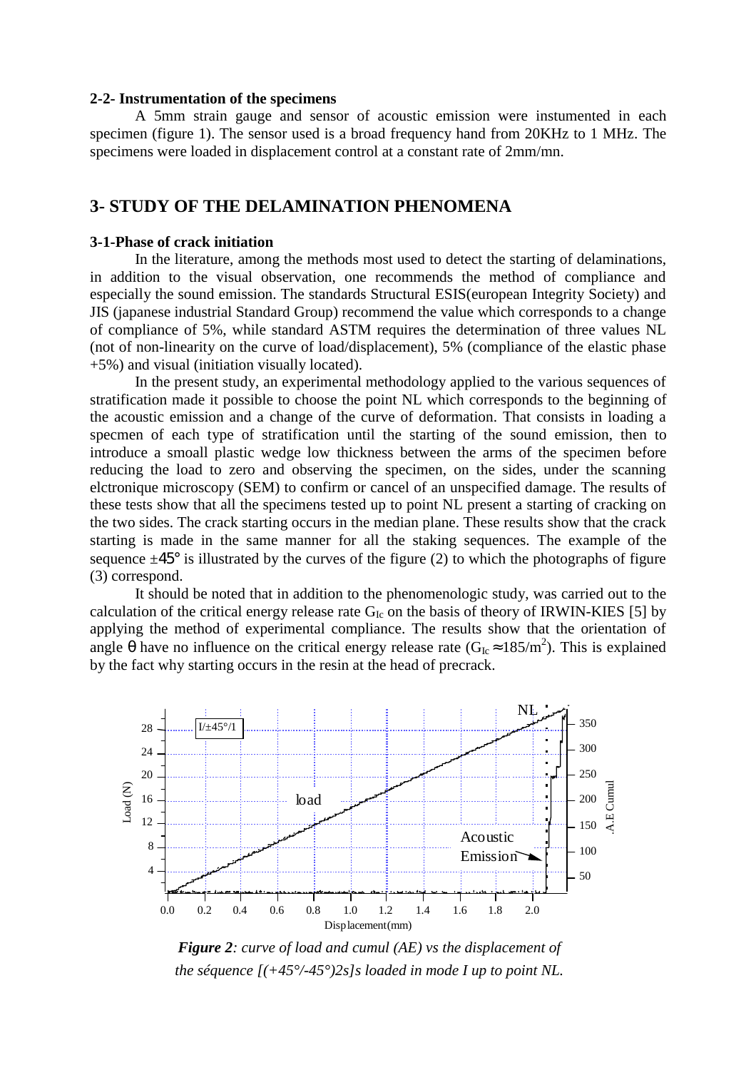### 2-2- Instrumentation of the specimens

A 5mm strain gauge and sensor of acoustic emission were instumented in each specimen (figure 1). The sensor used is a broad frequency hand from 20KHz to 1 MHz. The specimens were loaded in displacement control at a constant rate of 2mm/mn.

## 3- STUDY OF THE DELAMINATION PHENOMENA

### 3-1-Phase of crack initiation

In the literature, among the methods most used to detect the starting of delaminations, in addition to the visual observation, one recommends the method of compliance and especially the sound emission. The standards Structural ESIS(european Integrity Society) and JIS (japanese industrial Standard Group) recommend the value which corresponds to a change of compliance of 5%, while standard ASTM requires the determination of three values NL (not of non-linearity on the curve of load/displacement), 5% (compliance of the elastic phase +5%) and visual (initiation visually located).

In the present study, an experimental methodology applied to the various sequences of stratification made it possible to choose the point NL which corresponds to the beginning of the acoustic emission and a change of the curve of deformation. That consists in loading a specmen of each type of stratification until the starting of the sound emission, then to introduce a smoall plastic wedge low thickness between the arms of the specimen before reducing the load to zero and observing the specimen, on the sides, under the scanning elctronique microscopy (SEM) to confirm or cancel of an unspecified damage. The results of these tests show that all the specimens tested up to point NL present a starting of cracking on the two sides. The crack starting occurs in the median plane. These results show that the crack starting is made in the same manner for all the staking sequences. The example of the sequence $\pm 45°$ is illustrated by the curves of the figure (2) to which the photographs of figure (3) correspond.

It should be noted that in addition to the phenomenologic study, was carried out to the calculation of the critical energy release rate $G_{Ic}$ on the basis of theory of IRWIN-KIES [5] by applying the method of experimental compliance. The results show that the orientation of angle $\theta$ have no influence on the critical energy release rate ($G_{Ic} \approx 185/m^2$). This is explained by the fact why starting occurs in the resin at the head of precrack.

***Figure 2**: curve of load and cumul (AE) vs the displacement of the séquence [(+45°/-45°)2s]s loaded in mode I up to point NL.*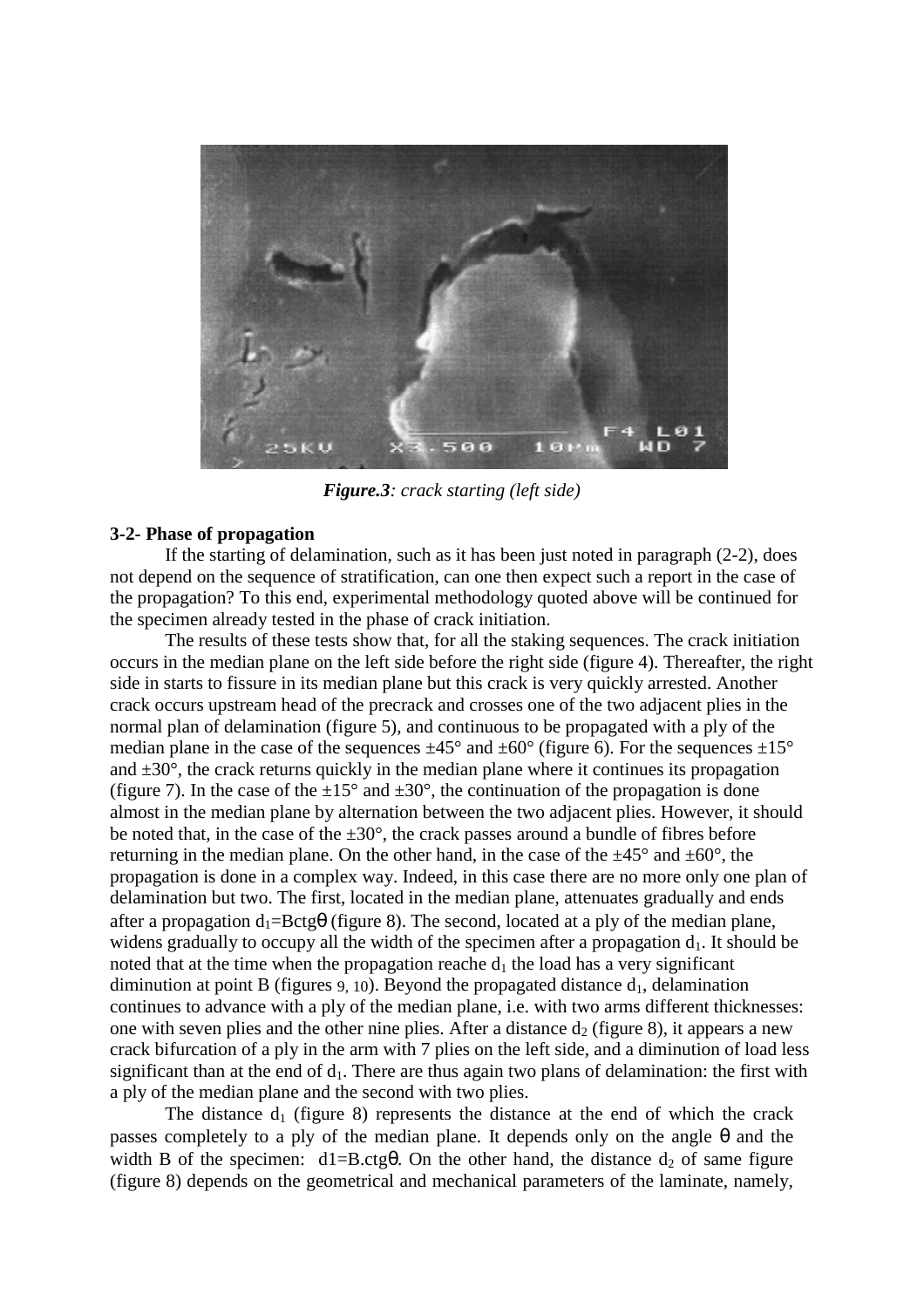***Figure.3****: crack starting (left side)*

**3-2- Phase of propagation**

If the starting of delamination, such as it has been just noted in paragraph (2-2), does not depend on the sequence of stratification, can one then expect such a report in the case of the propagation? To this end, experimental methodology quoted above will be continued for the specimen already tested in the phase of crack initiation.

The results of these tests show that, for all the staking sequences. The crack initiation occurs in the median plane on the left side before the right side (figure 4). Thereafter, the right side in starts to fissure in its median plane but this crack is very quickly arrested. Another crack occurs upstream head of the precrack and crosses one of the two adjacent plies in the normal plan of delamination (figure 5), and continuous to be propagated with a ply of the median plane in the case of the sequences ±45° and ±60° (figure 6). For the sequences ±15° and ±30°, the crack returns quickly in the median plane where it continues its propagation (figure 7). In the case of the ±15° and ±30°, the continuation of the propagation is done almost in the median plane by alternation between the two adjacent plies. However, it should be noted that, in the case of the ±30°, the crack passes around a bundle of fibres before returning in the median plane. On the other hand, in the case of the ±45° and ±60°, the propagation is done in a complex way. Indeed, in this case there are no more only one plan of delamination but two. The first, located in the median plane, attenuates gradually and ends after a propagation $d_1$=Bctgθ (figure 8). The second, located at a ply of the median plane, widens gradually to occupy all the width of the specimen after a propagation $d_1$. It should be noted that at the time when the propagation reache $d_1$ the load has a very significant diminution at point B (figures 9, 10). Beyond the propagated distance $d_1$, delamination continues to advance with a ply of the median plane, i.e. with two arms different thicknesses: one with seven plies and the other nine plies. After a distance $d_2$ (figure 8), it appears a new crack bifurcation of a ply in the arm with 7 plies on the left side, and a diminution of load less significant than at the end of $d_1$. There are thus again two plans of delamination: the first with a ply of the median plane and the second with two plies.

The distance $d_1$ (figure 8) represents the distance at the end of which the crack passes completely to a ply of the median plane. It depends only on the angle θ and the width B of the specimen: $d1=B.ctg\theta$. On the other hand, the distance $d_2$ of same figure (figure 8) depends on the geometrical and mechanical parameters of the laminate, namely,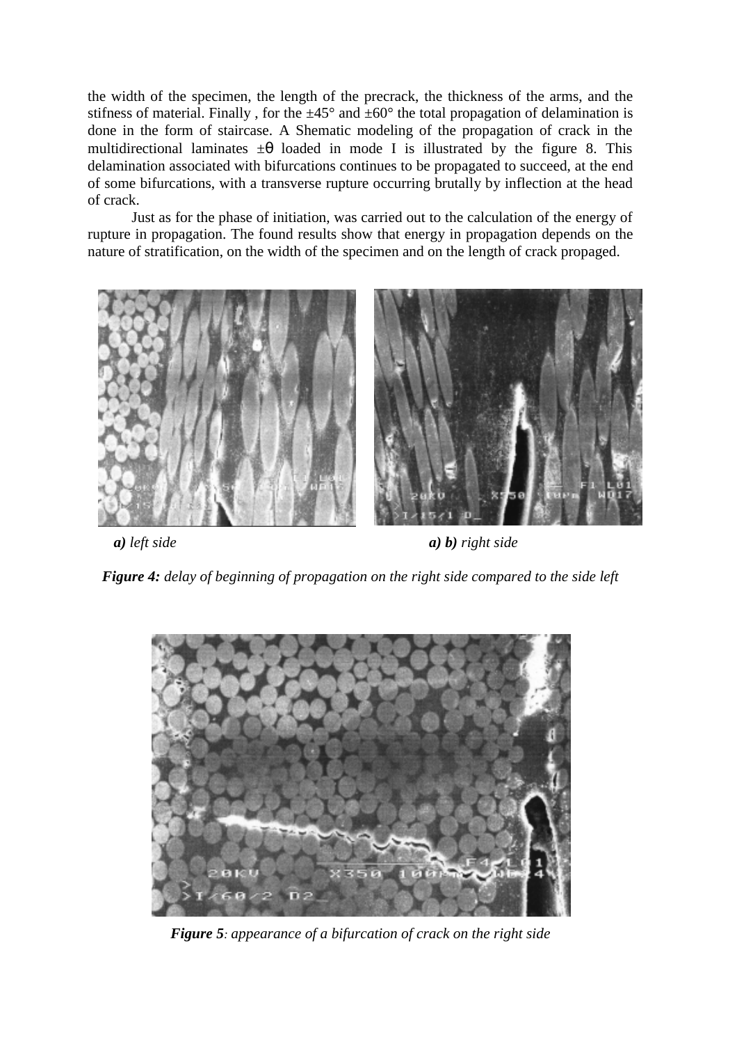the width of the specimen, the length of the precrack, the thickness of the arms, and the stifness of material. Finally , for the ±45° and ±60° the total propagation of delamination is done in the form of staircase. A Shematic modeling of the propagation of crack in the multidirectional laminates ±θ loaded in mode I is illustrated by the figure 8. This delamination associated with bifurcations continues to be propagated to succeed, at the end of some bifurcations, with a transverse rupture occurring brutally by inflection at the head of crack.

Just as for the phase of initiation, was carried out to the calculation of the energy of rupture in propagation. The found results show that energy in propagation depends on the nature of stratification, on the width of the specimen and on the length of crack propaged.

***a)*** *left side* ***a) b)*** *right side*

***Figure 4:*** *delay of beginning of propagation on the right side compared to the side left*

***Figure 5****: appearance of a bifurcation of crack on the right side*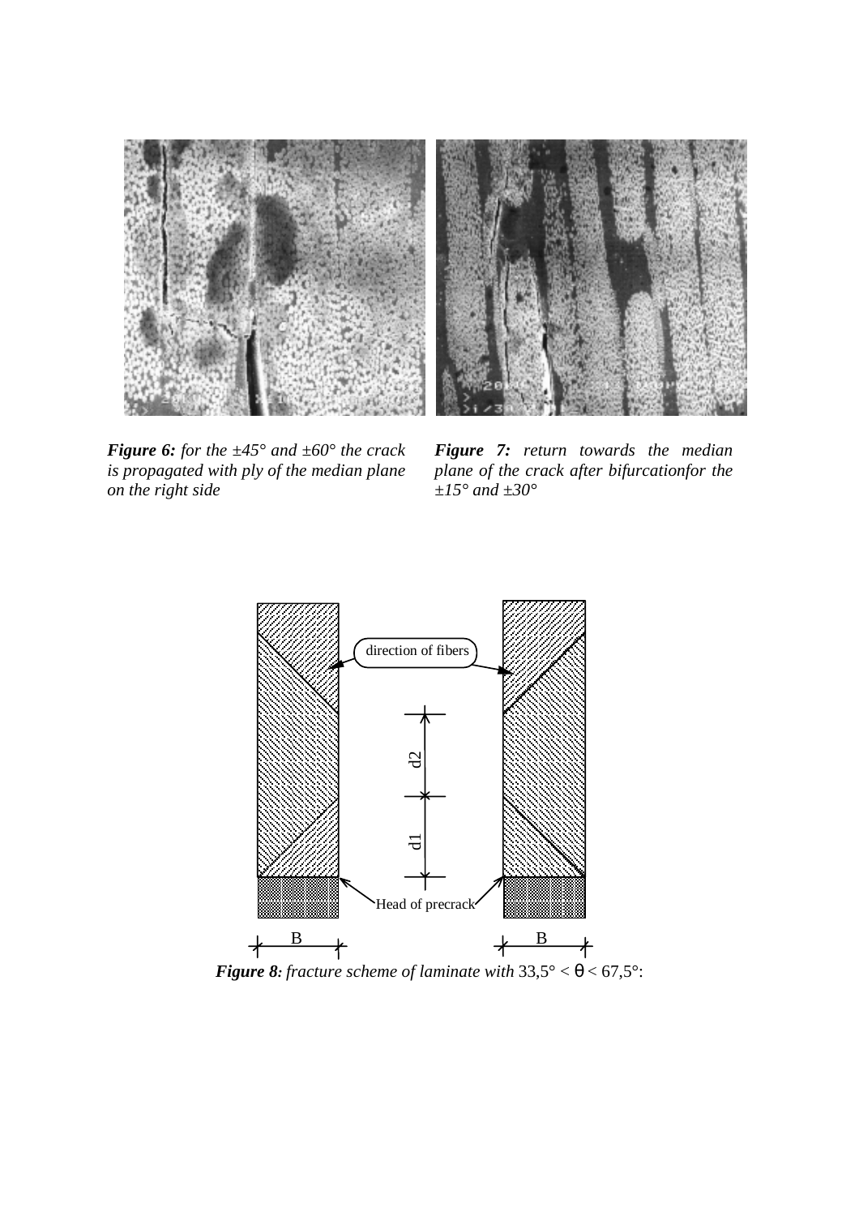***Figure 6:*** *for the ±45° and ±60° the crack is propagated with ply of the median plane on the right side*

***Figure 7:*** *return towards the median plane of the crack after bifurcationfor the ±15° and ±30°*

***Figure 8:*** *fracture scheme of laminate with* 33,5° < θ < 67,5°: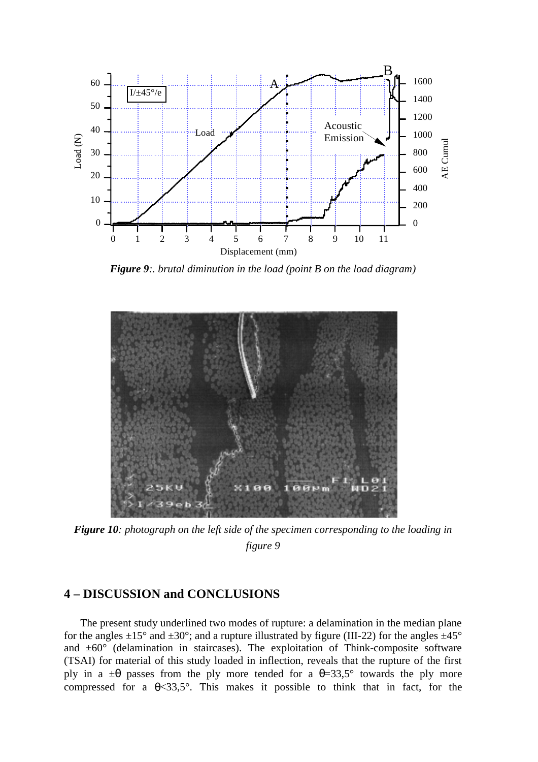***Figure 9**:. brutal diminution in the load (point B on the load diagram)*

***Figure 10**: photograph on the left side of the specimen corresponding to the loading in figure 9*

## 4 – DISCUSSION and CONCLUSIONS

The present study underlined two modes of rupture: a delamination in the median plane for the angles ±15° and ±30°; and a rupture illustrated by figure (III-22) for the angles ±45° and ±60° (delamination in staircases). The exploitation of Think-composite software (TSAI) for material of this study loaded in inflection, reveals that the rupture of the first ply in a $\pm\theta$ passes from the ply more tended for a $\theta$=33,5° towards the ply more compressed for a $\theta$<33,5°. This makes it possible to think that in fact, for the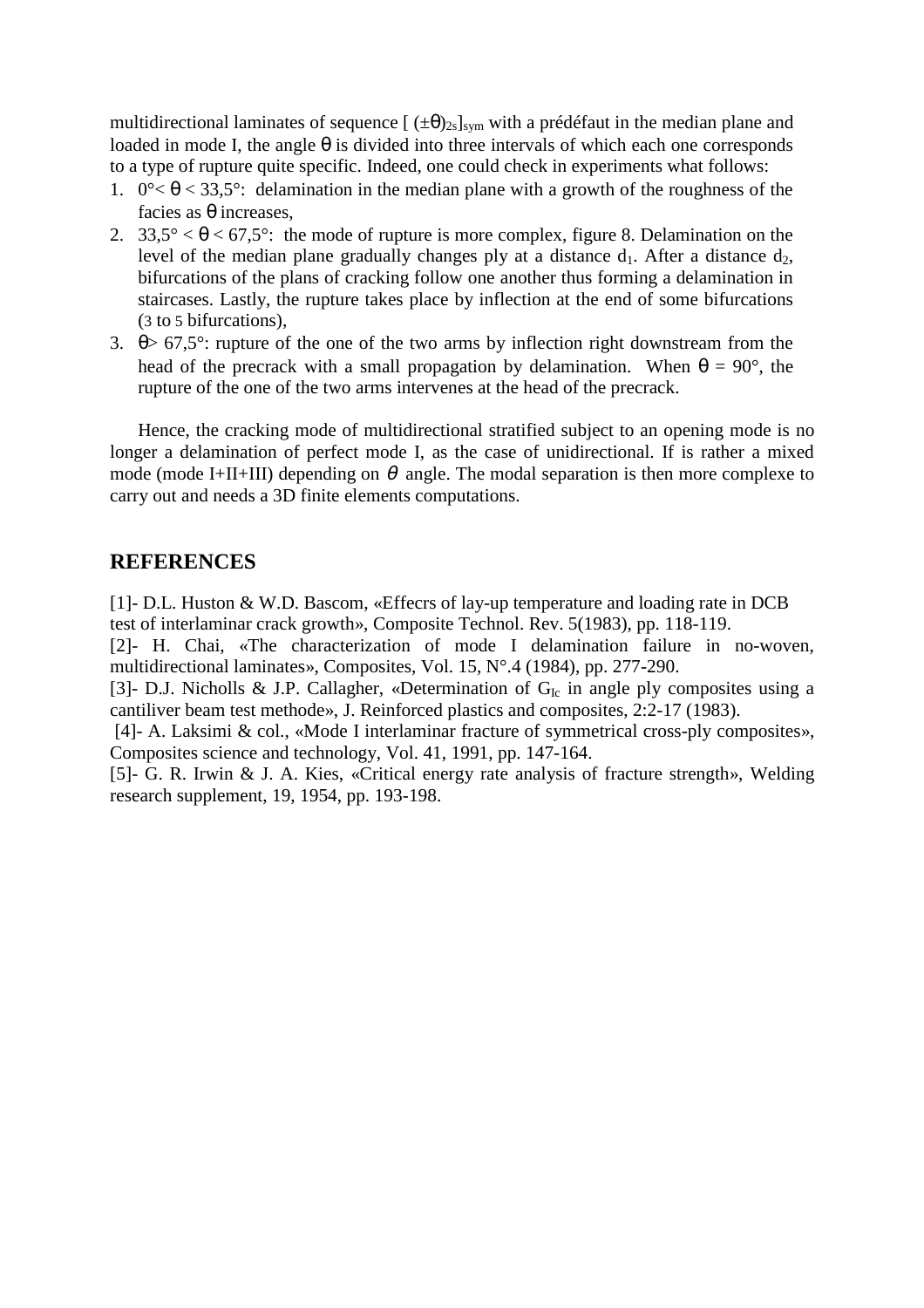multidirectional laminates of sequence $[(\pm\theta)_{2s}]_{sym}$ with a prédéfaut in the median plane and loaded in mode I, the angle $\theta$ is divided into three intervals of which each one corresponds to a type of rupture quite specific. Indeed, one could check in experiments what follows:

1. $0° < \theta < 33{,}5°$: delamination in the median plane with a growth of the roughness of the facies as $\theta$ increases,
2. $33{,}5° < \theta < 67{,}5°$: the mode of rupture is more complex, figure 8. Delamination on the level of the median plane gradually changes ply at a distance $d_1$. After a distance $d_2$, bifurcations of the plans of cracking follow one another thus forming a delamination in staircases. Lastly, the rupture takes place by inflection at the end of some bifurcations (3 to 5 bifurcations),
3. $\theta > 67{,}5°$: rupture of the one of the two arms by inflection right downstream from the head of the precrack with a small propagation by delamination. When $\theta = 90°$, the rupture of the one of the two arms intervenes at the head of the precrack.

Hence, the cracking mode of multidirectional stratified subject to an opening mode is no longer a delamination of perfect mode I, as the case of unidirectional. If is rather a mixed mode (mode I+II+III) depending on $\theta$ angle. The modal separation is then more complexe to carry out and needs a 3D finite elements computations.

## REFERENCES

[1]- D.L. Huston & W.D. Bascom, «Effecrs of lay-up temperature and loading rate in DCB test of interlaminar crack growth», Composite Technol. Rev. 5(1983), pp. 118-119.

[2]- H. Chai, «The characterization of mode I delamination failure in no-woven, multidirectional laminates», Composites, Vol. 15, N°.4 (1984), pp. 277-290.

[3]- D.J. Nicholls & J.P. Callagher, «Determination of $G_{Ic}$ in angle ply composites using a cantiliver beam test methode», J. Reinforced plastics and composites, 2:2-17 (1983).

[4]- A. Laksimi & col., «Mode I interlaminar fracture of symmetrical cross-ply composites», Composites science and technology, Vol. 41, 1991, pp. 147-164.

[5]- G. R. Irwin & J. A. Kies, «Critical energy rate analysis of fracture strength», Welding research supplement, 19, 1954, pp. 193-198.